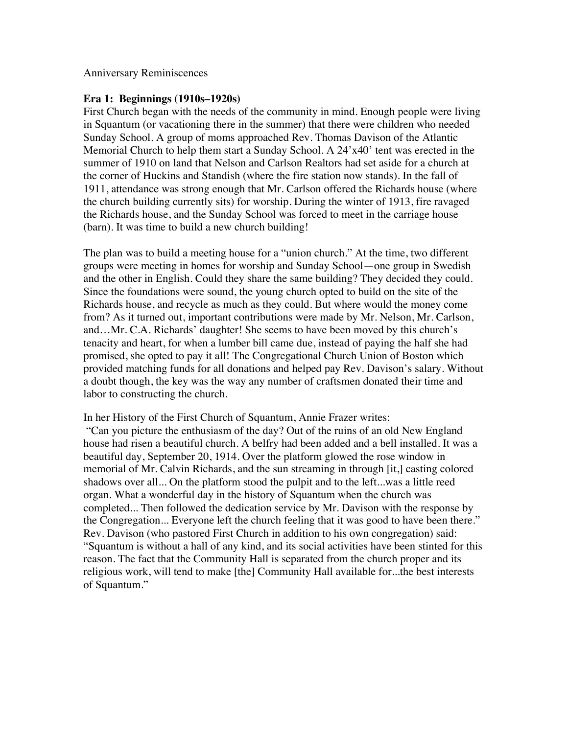Anniversary Reminiscences

**Era 1: Beginnings (1910s–1920s)**

First Church began with the needs of the community in mind. Enough people were living in Squantum (or vacationing there in the summer) that there were children who needed Sunday School. A group of moms approached Rev. Thomas Davison of the Atlantic Memorial Church to help them start a Sunday School. A 24'x40' tent was erected in the summer of 1910 on land that Nelson and Carlson Realtors had set aside for a church at the corner of Huckins and Standish (where the fire station now stands). In the fall of 1911, attendance was strong enough that Mr. Carlson offered the Richards house (where the church building currently sits) for worship. During the winter of 1913, fire ravaged the Richards house, and the Sunday School was forced to meet in the carriage house (barn). It was time to build a new church building!

The plan was to build a meeting house for a "union church." At the time, two different groups were meeting in homes for worship and Sunday School—one group in Swedish and the other in English. Could they share the same building? They decided they could. Since the foundations were sound, the young church opted to build on the site of the Richards house, and recycle as much as they could. But where would the money come from? As it turned out, important contributions were made by Mr. Nelson, Mr. Carlson, and…Mr. C.A. Richards' daughter! She seems to have been moved by this church's tenacity and heart, for when a lumber bill came due, instead of paying the half she had promised, she opted to pay it all! The Congregational Church Union of Boston which provided matching funds for all donations and helped pay Rev. Davison's salary. Without a doubt though, the key was the way any number of craftsmen donated their time and labor to constructing the church.

In her History of the First Church of Squantum, Annie Frazer writes:
"Can you picture the enthusiasm of the day? Out of the ruins of an old New England house had risen a beautiful church. A belfry had been added and a bell installed. It was a beautiful day, September 20, 1914. Over the platform glowed the rose window in memorial of Mr. Calvin Richards, and the sun streaming in through [it,] casting colored shadows over all... On the platform stood the pulpit and to the left...was a little reed organ. What a wonderful day in the history of Squantum when the church was completed... Then followed the dedication service by Mr. Davison with the response by the Congregation... Everyone left the church feeling that it was good to have been there." Rev. Davison (who pastored First Church in addition to his own congregation) said: "Squantum is without a hall of any kind, and its social activities have been stinted for this reason. The fact that the Community Hall is separated from the church proper and its religious work, will tend to make [the] Community Hall available for...the best interests of Squantum."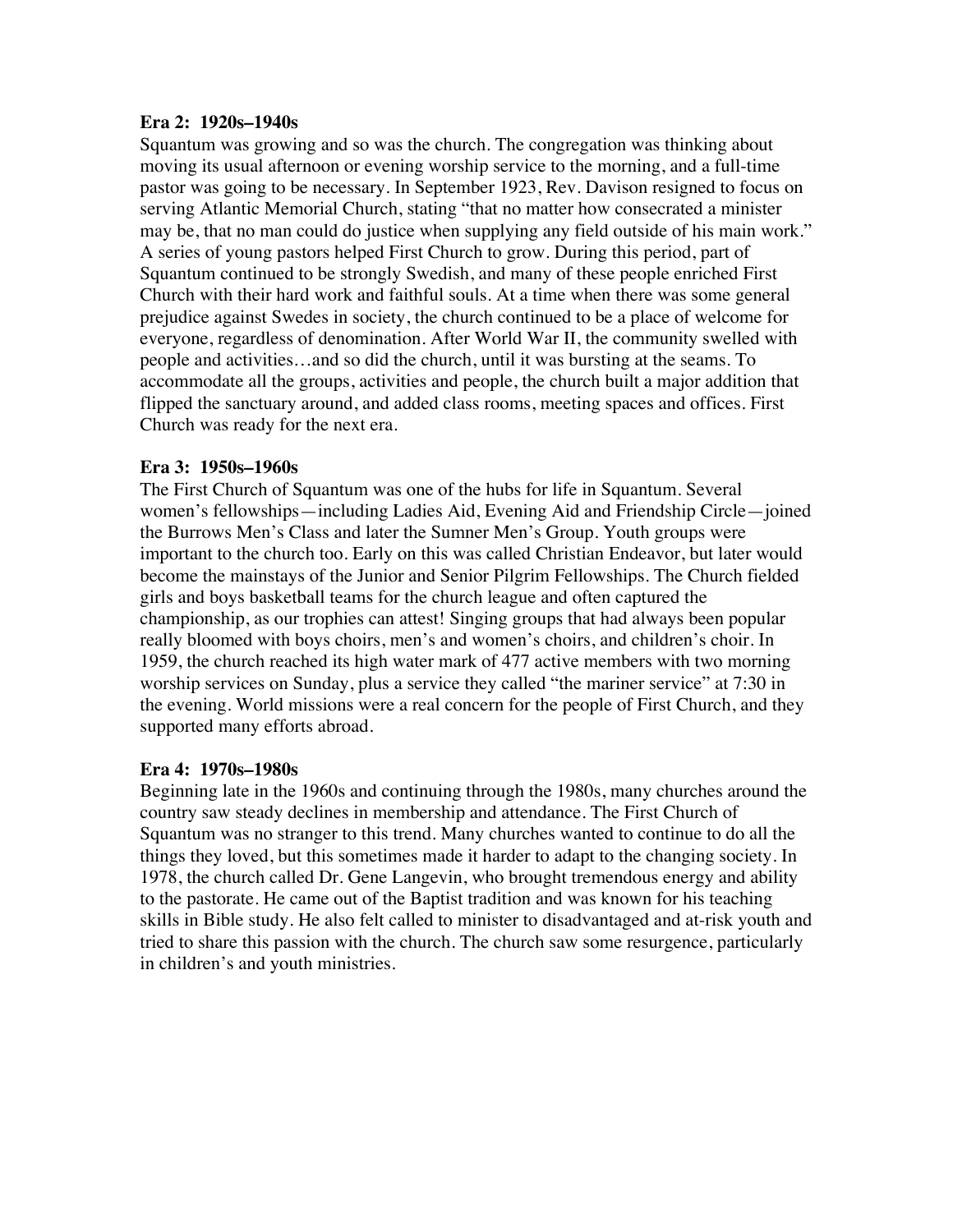**Era 2: 1920s–1940s**

Squantum was growing and so was the church. The congregation was thinking about moving its usual afternoon or evening worship service to the morning, and a full-time pastor was going to be necessary. In September 1923, Rev. Davison resigned to focus on serving Atlantic Memorial Church, stating "that no matter how consecrated a minister may be, that no man could do justice when supplying any field outside of his main work." A series of young pastors helped First Church to grow. During this period, part of Squantum continued to be strongly Swedish, and many of these people enriched First Church with their hard work and faithful souls. At a time when there was some general prejudice against Swedes in society, the church continued to be a place of welcome for everyone, regardless of denomination. After World War II, the community swelled with people and activities…and so did the church, until it was bursting at the seams. To accommodate all the groups, activities and people, the church built a major addition that flipped the sanctuary around, and added class rooms, meeting spaces and offices. First Church was ready for the next era.

**Era 3: 1950s–1960s**

The First Church of Squantum was one of the hubs for life in Squantum. Several women's fellowships—including Ladies Aid, Evening Aid and Friendship Circle—joined the Burrows Men's Class and later the Sumner Men's Group. Youth groups were important to the church too. Early on this was called Christian Endeavor, but later would become the mainstays of the Junior and Senior Pilgrim Fellowships. The Church fielded girls and boys basketball teams for the church league and often captured the championship, as our trophies can attest! Singing groups that had always been popular really bloomed with boys choirs, men's and women's choirs, and children's choir. In 1959, the church reached its high water mark of 477 active members with two morning worship services on Sunday, plus a service they called "the mariner service" at 7:30 in the evening. World missions were a real concern for the people of First Church, and they supported many efforts abroad.

**Era 4: 1970s–1980s**

Beginning late in the 1960s and continuing through the 1980s, many churches around the country saw steady declines in membership and attendance. The First Church of Squantum was no stranger to this trend. Many churches wanted to continue to do all the things they loved, but this sometimes made it harder to adapt to the changing society. In 1978, the church called Dr. Gene Langevin, who brought tremendous energy and ability to the pastorate. He came out of the Baptist tradition and was known for his teaching skills in Bible study. He also felt called to minister to disadvantaged and at-risk youth and tried to share this passion with the church. The church saw some resurgence, particularly in children's and youth ministries.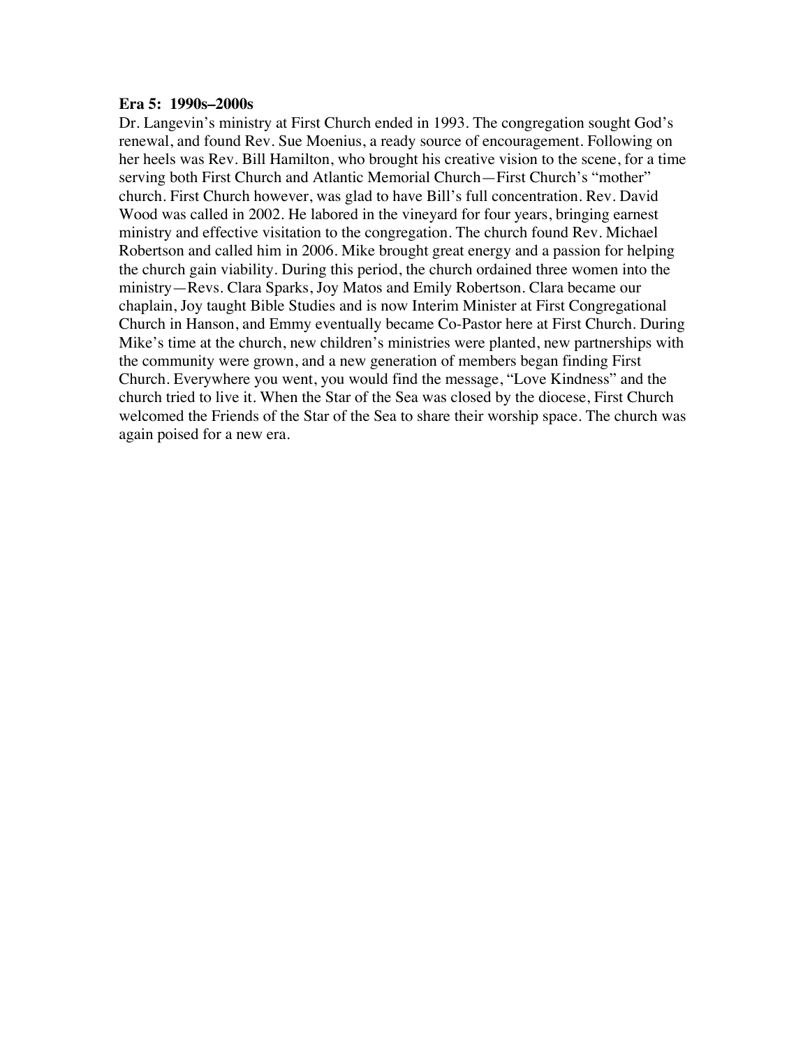**Era 5: 1990s–2000s**

Dr. Langevin's ministry at First Church ended in 1993. The congregation sought God's renewal, and found Rev. Sue Moenius, a ready source of encouragement. Following on her heels was Rev. Bill Hamilton, who brought his creative vision to the scene, for a time serving both First Church and Atlantic Memorial Church—First Church's "mother" church. First Church however, was glad to have Bill's full concentration. Rev. David Wood was called in 2002. He labored in the vineyard for four years, bringing earnest ministry and effective visitation to the congregation. The church found Rev. Michael Robertson and called him in 2006. Mike brought great energy and a passion for helping the church gain viability. During this period, the church ordained three women into the ministry—Revs. Clara Sparks, Joy Matos and Emily Robertson. Clara became our chaplain, Joy taught Bible Studies and is now Interim Minister at First Congregational Church in Hanson, and Emmy eventually became Co-Pastor here at First Church. During Mike's time at the church, new children's ministries were planted, new partnerships with the community were grown, and a new generation of members began finding First Church. Everywhere you went, you would find the message, "Love Kindness" and the church tried to live it. When the Star of the Sea was closed by the diocese, First Church welcomed the Friends of the Star of the Sea to share their worship space. The church was again poised for a new era.